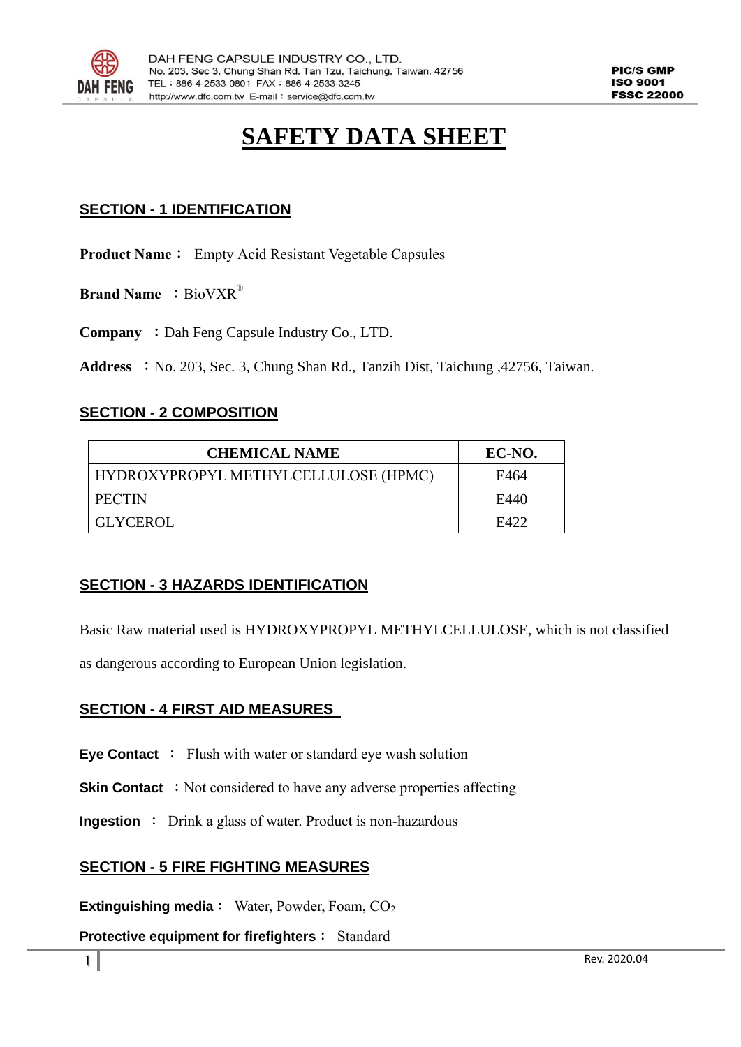# SAFETY DATA SHEET

## SECTION - 1 IDENTIFICATION

**Product Name：** Empty Acid Resistant Vegetable Capsules

**Brand Name** ：BioVXR®

**Company** ：Dah Feng Capsule Industry Co., LTD.

**Address** ：No. 203, Sec. 3, Chung Shan Rd., Tanzih Dist, Taichung ,42756, Taiwan.

## SECTION - 2 COMPOSITION

| CHEMICAL NAME | EC-NO. |
|---|---|
| HYDROXYPROPYL METHYLCELLULOSE (HPMC) | E464 |
| PECTIN | E440 |
| GLYCEROL | E422 |

## SECTION - 3 HAZARDS IDENTIFICATION

Basic Raw material used is HYDROXYPROPYL METHYLCELLULOSE, which is not classified as dangerous according to European Union legislation.

## SECTION - 4 FIRST AID MEASURES

**Eye Contact** ： Flush with water or standard eye wash solution

**Skin Contact** ：Not considered to have any adverse properties affecting

**Ingestion** ： Drink a glass of water. Product is non-hazardous

## SECTION - 5 FIRE FIGHTING MEASURES

**Extinguishing media：** Water, Powder, Foam, $CO_2$

**Protective equipment for firefighters：** Standard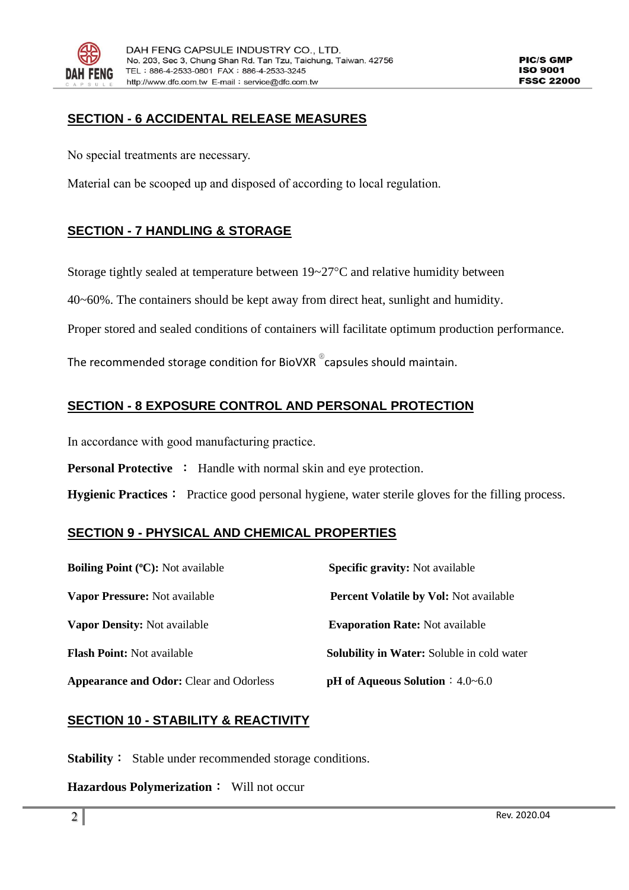## SECTION - 6 ACCIDENTAL RELEASE MEASURES

No special treatments are necessary.

Material can be scooped up and disposed of according to local regulation.

## SECTION - 7 HANDLING & STORAGE

Storage tightly sealed at temperature between 19~27°C and relative humidity between 40~60%. The containers should be kept away from direct heat, sunlight and humidity.

Proper stored and sealed conditions of containers will facilitate optimum production performance.

The recommended storage condition for BioVXR ® capsules should maintain.

## SECTION - 8 EXPOSURE CONTROL AND PERSONAL PROTECTION

In accordance with good manufacturing practice.

**Personal Protective** ： Handle with normal skin and eye protection.

**Hygienic Practices**： Practice good personal hygiene, water sterile gloves for the filling process.

## SECTION 9 - PHYSICAL AND CHEMICAL PROPERTIES

**Boiling Point (ºC):** Not available

**Vapor Pressure:** Not available

**Vapor Density:** Not available

**Flash Point:** Not available

**Appearance and Odor:** Clear and Odorless

**Specific gravity:** Not available

**Percent Volatile by Vol:** Not available

**Evaporation Rate:** Not available

**Solubility in Water:** Soluble in cold water

**pH of Aqueous Solution**：4.0~6.0

## SECTION 10 - STABILITY & REACTIVITY

**Stability**： Stable under recommended storage conditions.

**Hazardous Polymerization**： Will not occur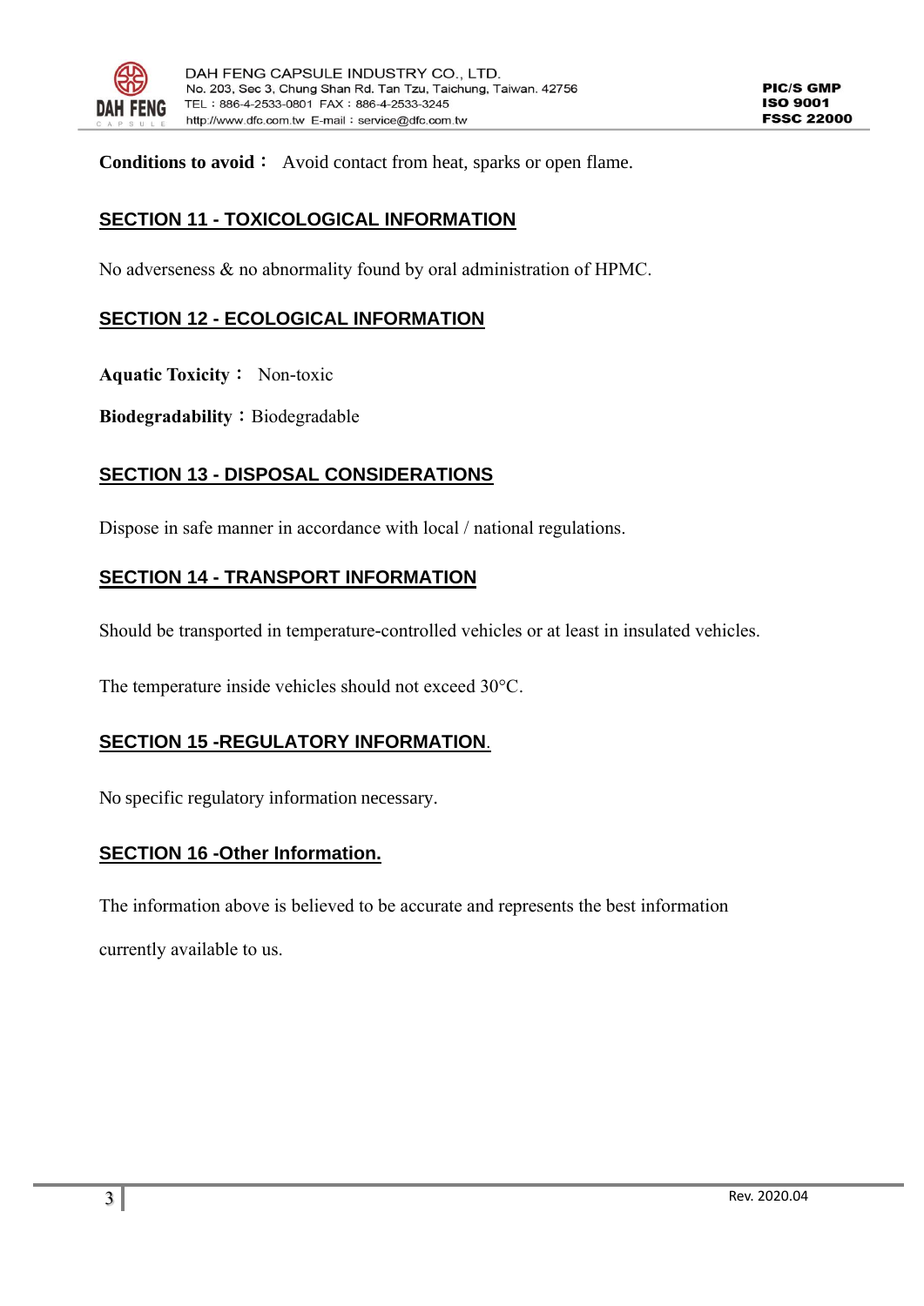**Conditions to avoid**： Avoid contact from heat, sparks or open flame.

## SECTION 11 - TOXICOLOGICAL INFORMATION

No adverseness & no abnormality found by oral administration of HPMC.

## SECTION 12 - ECOLOGICAL INFORMATION

**Aquatic Toxicity**： Non-toxic

**Biodegradability**：Biodegradable

## SECTION 13 - DISPOSAL CONSIDERATIONS

Dispose in safe manner in accordance with local / national regulations.

## SECTION 14 - TRANSPORT INFORMATION

Should be transported in temperature-controlled vehicles or at least in insulated vehicles.

The temperature inside vehicles should not exceed 30°C.

## SECTION 15 -REGULATORY INFORMATION.

No specific regulatory information necessary.

## SECTION 16 -Other Information.

The information above is believed to be accurate and represents the best information currently available to us.